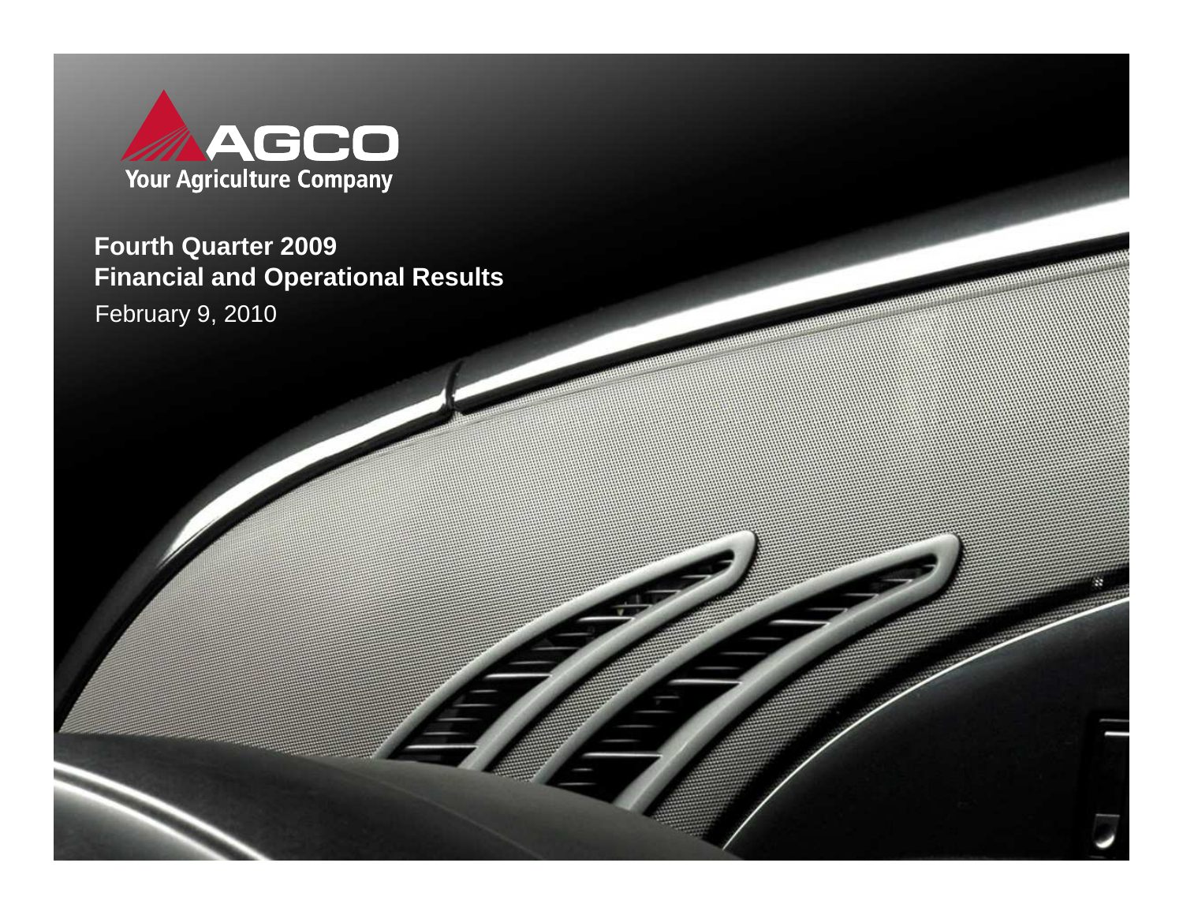AGCO

Your Agriculture Company

# Fourth Quarter 2009
# Financial and Operational Results

February 9, 2010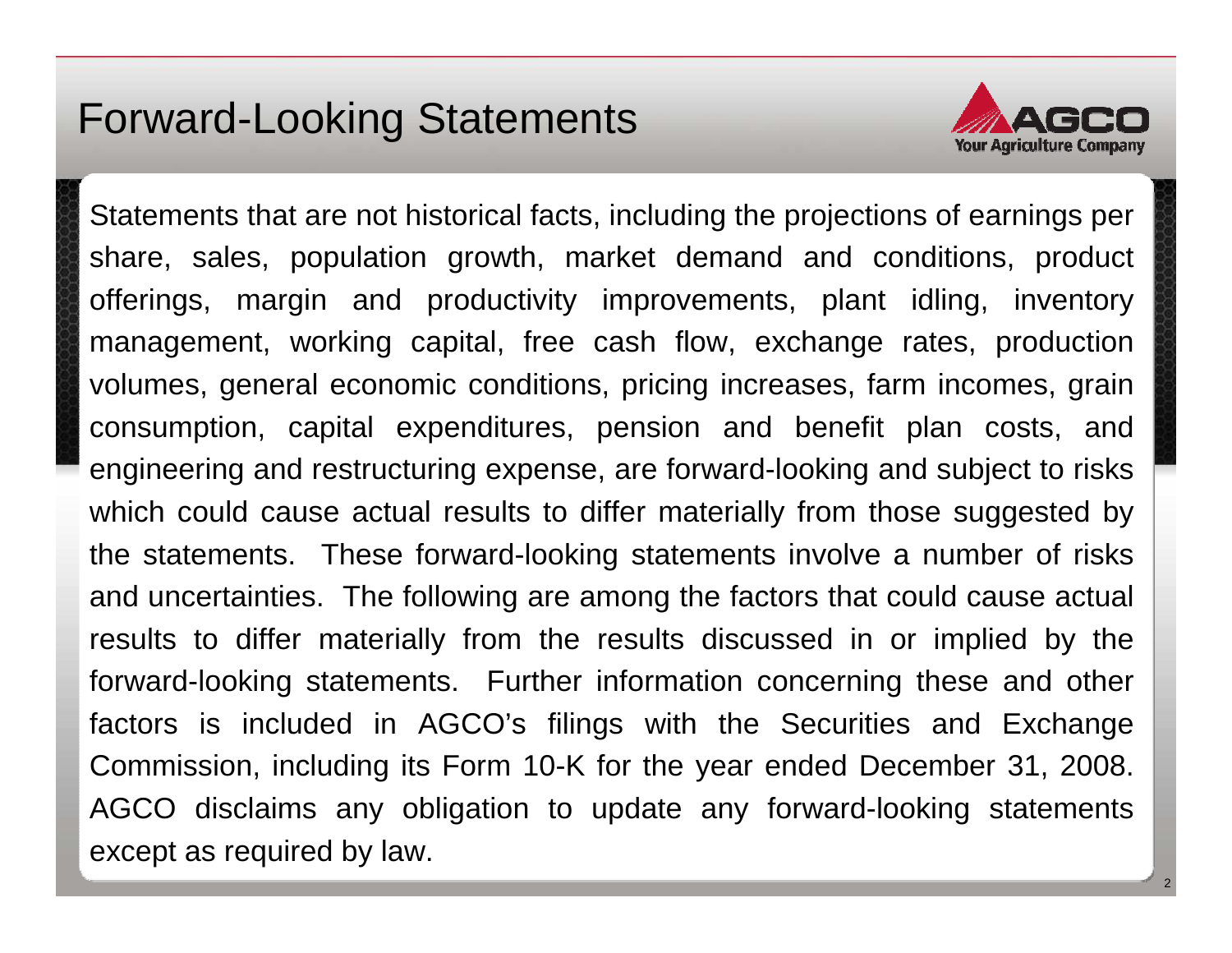# Forward-Looking Statements

Statements that are not historical facts, including the projections of earnings per share, sales, population growth, market demand and conditions, product offerings, margin and productivity improvements, plant idling, inventory management, working capital, free cash flow, exchange rates, production volumes, general economic conditions, pricing increases, farm incomes, grain consumption, capital expenditures, pension and benefit plan costs, and engineering and restructuring expense, are forward-looking and subject to risks which could cause actual results to differ materially from those suggested by the statements. These forward-looking statements involve a number of risks and uncertainties. The following are among the factors that could cause actual results to differ materially from the results discussed in or implied by the forward-looking statements. Further information concerning these and other factors is included in AGCO's filings with the Securities and Exchange Commission, including its Form 10-K for the year ended December 31, 2008. AGCO disclaims any obligation to update any forward-looking statements except as required by law.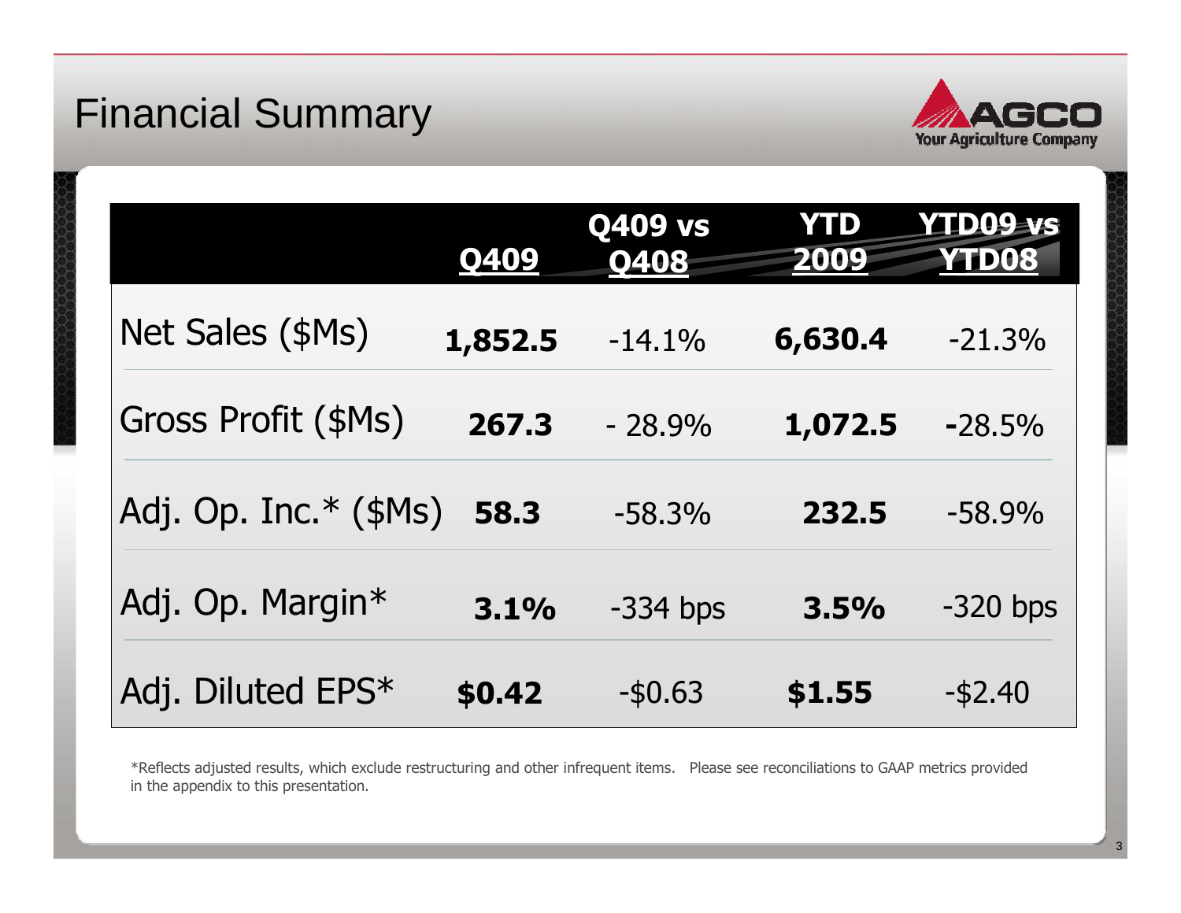# Financial Summary

|  | Q409 | Q409 vs Q408 | YTD 2009 | YTD09 vs YTD08 |
|---|---|---|---|---|
| Net Sales ($Ms) | **1,852.5** | -14.1% | **6,630.4** | -21.3% |
| Gross Profit ($Ms) | **267.3** | - 28.9% | **1,072.5** | -28.5% |
| Adj. Op. Inc.* ($Ms) | **58.3** | -58.3% | **232.5** | -58.9% |
| Adj. Op. Margin* | **3.1%** | -334 bps | **3.5%** | -320 bps |
| Adj. Diluted EPS* | **$0.42** | -$0.63 | **$1.55** | -$2.40 |

*Reflects adjusted results, which exclude restructuring and other infrequent items. Please see reconciliations to GAAP metrics provided in the appendix to this presentation.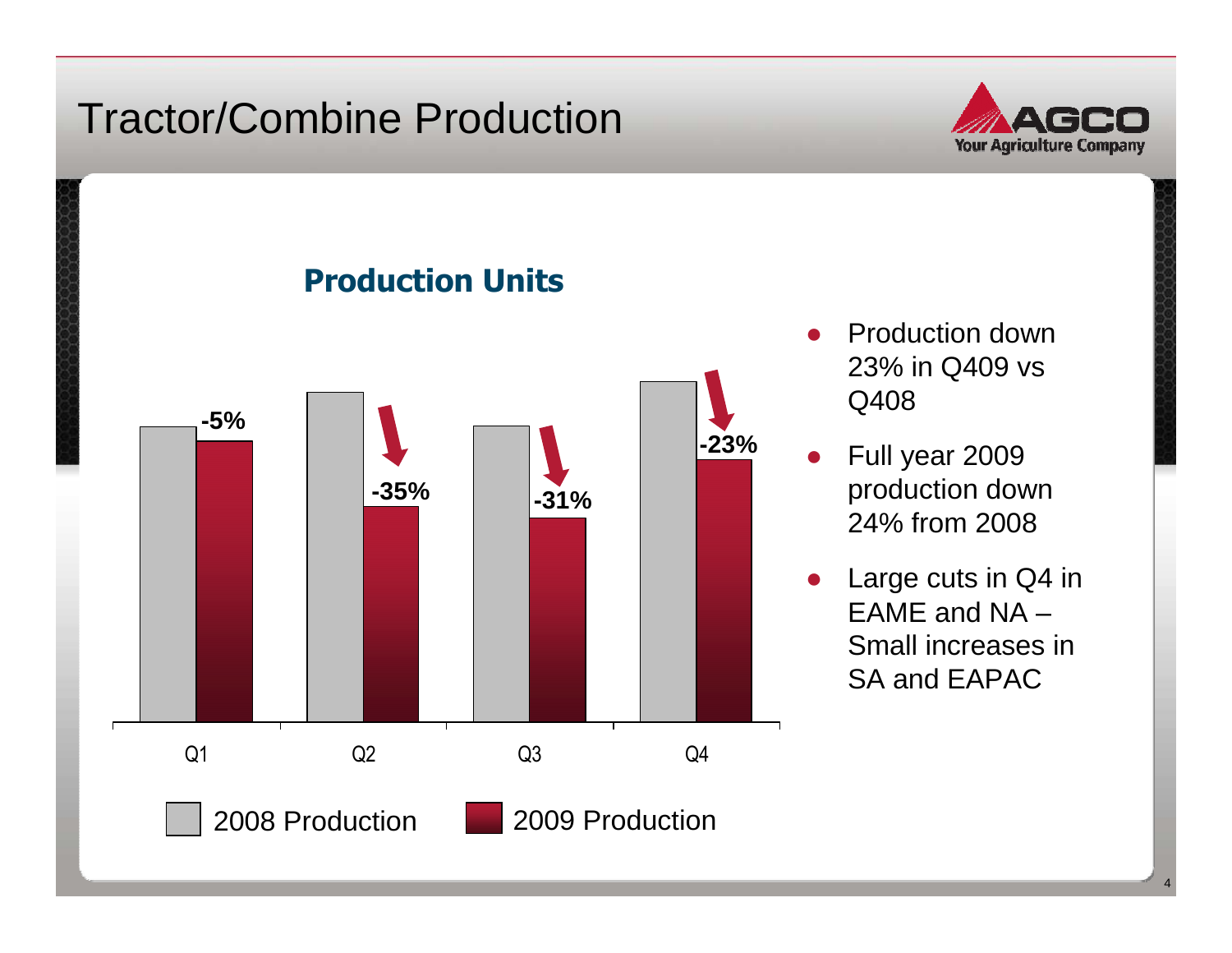# Tractor/Combine Production

## Production Units

| | Q1 | Q2 | Q3 | Q4 |
|---|---|---|---|---|
| 2009 vs 2008 Production | -5% | -35% | -31% | -23% |

2008 Production | 2009 Production

- Production down 23% in Q409 vs Q408
- Full year 2009 production down 24% from 2008
- Large cuts in Q4 in EAME and NA – Small increases in SA and EAPAC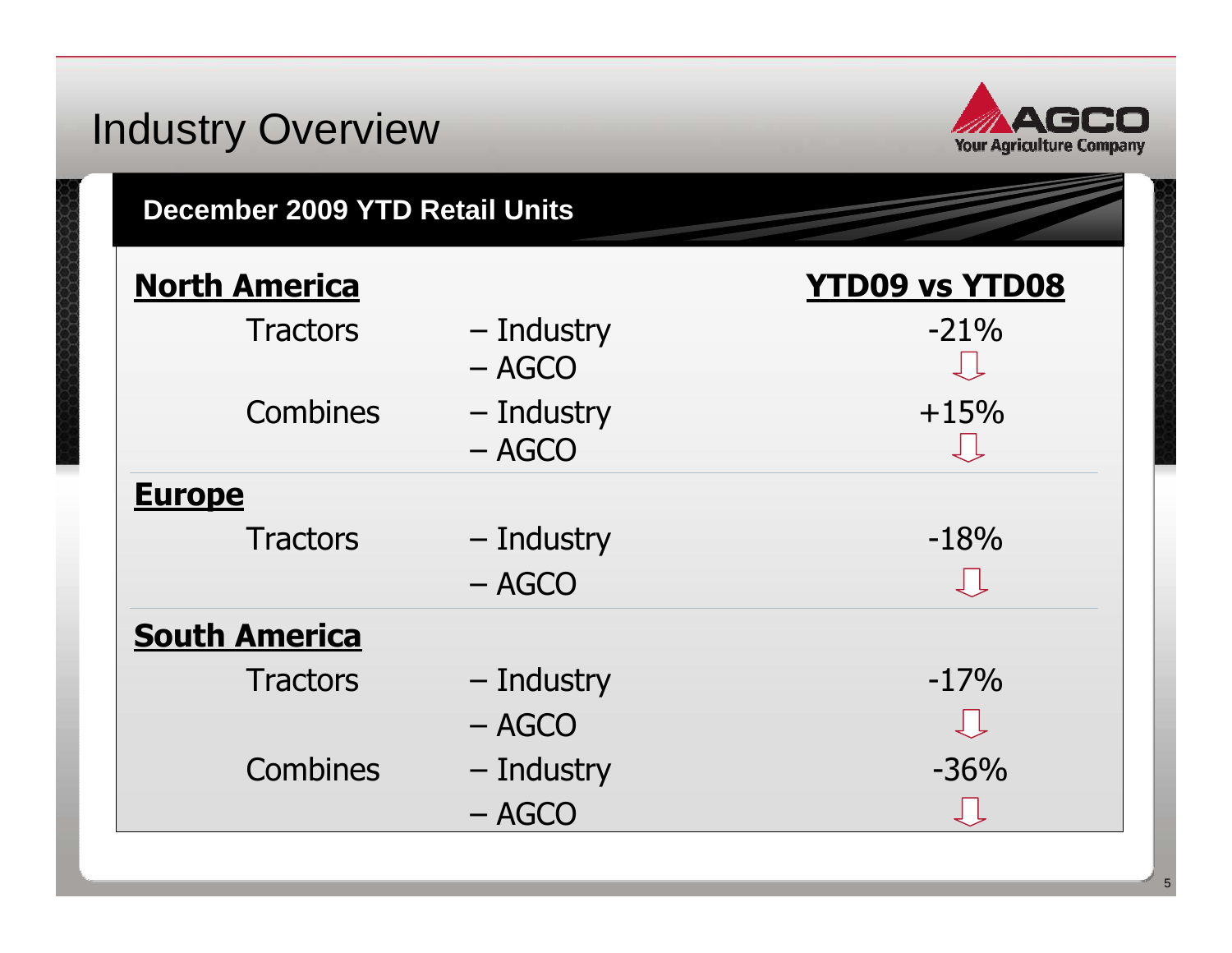# Industry Overview

## December 2009 YTD Retail Units

| Region / Product | Segment | YTD09 vs YTD08 |
|---|---|---|
| **North America** | | |
| Tractors | – Industry | -21% |
| | – AGCO | ⇩ |
| Combines | – Industry | +15% |
| | – AGCO | ⇩ |
| **Europe** | | |
| Tractors | – Industry | -18% |
| | – AGCO | ⇩ |
| **South America** | | |
| Tractors | – Industry | -17% |
| | – AGCO | ⇩ |
| Combines | – Industry | -36% |
| | – AGCO | ⇩ |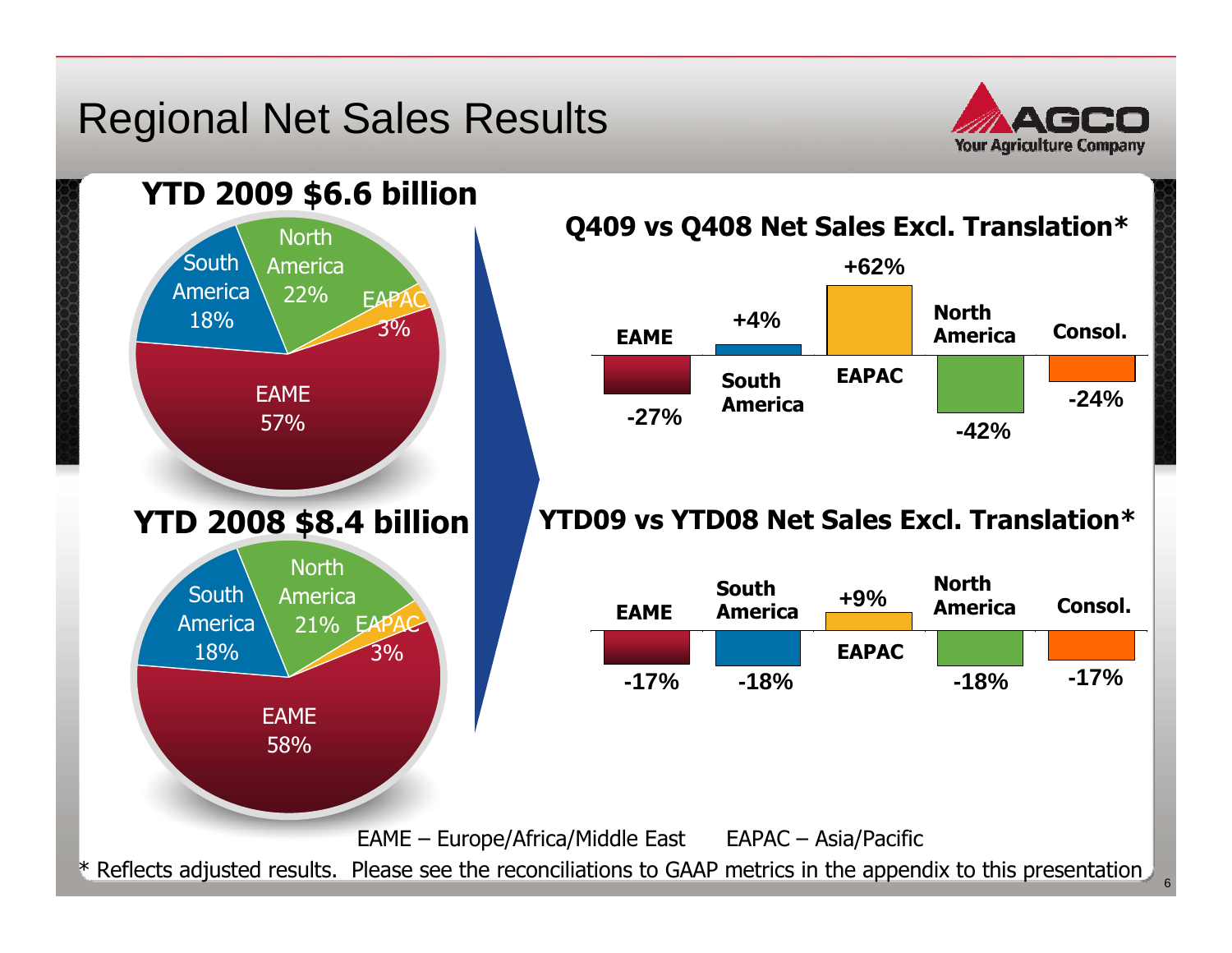# Regional Net Sales Results

## YTD 2009 $6.6 billion

| Region | Share |
|---|---|
| EAME | 57% |
| North America | 22% |
| South America | 18% |
| EAPAC | 3% |

## YTD 2008 $8.4 billion

| Region | Share |
|---|---|
| EAME | 58% |
| North America | 21% |
| South America | 18% |
| EAPAC | 3% |

## Q409 vs Q408 Net Sales Excl. Translation*

| EAME | South America | EAPAC | North America | Consol. |
|---|---|---|---|---|
| -27% | +4% | +62% | -42% | -24% |

## YTD09 vs YTD08 Net Sales Excl. Translation*

| EAME | South America | EAPAC | North America | Consol. |
|---|---|---|---|---|
| -17% | -18% | +9% | -18% | -17% |

EAME – Europe/Africa/Middle East     EAPAC – Asia/Pacific

* Reflects adjusted results. Please see the reconciliations to GAAP metrics in the appendix to this presentation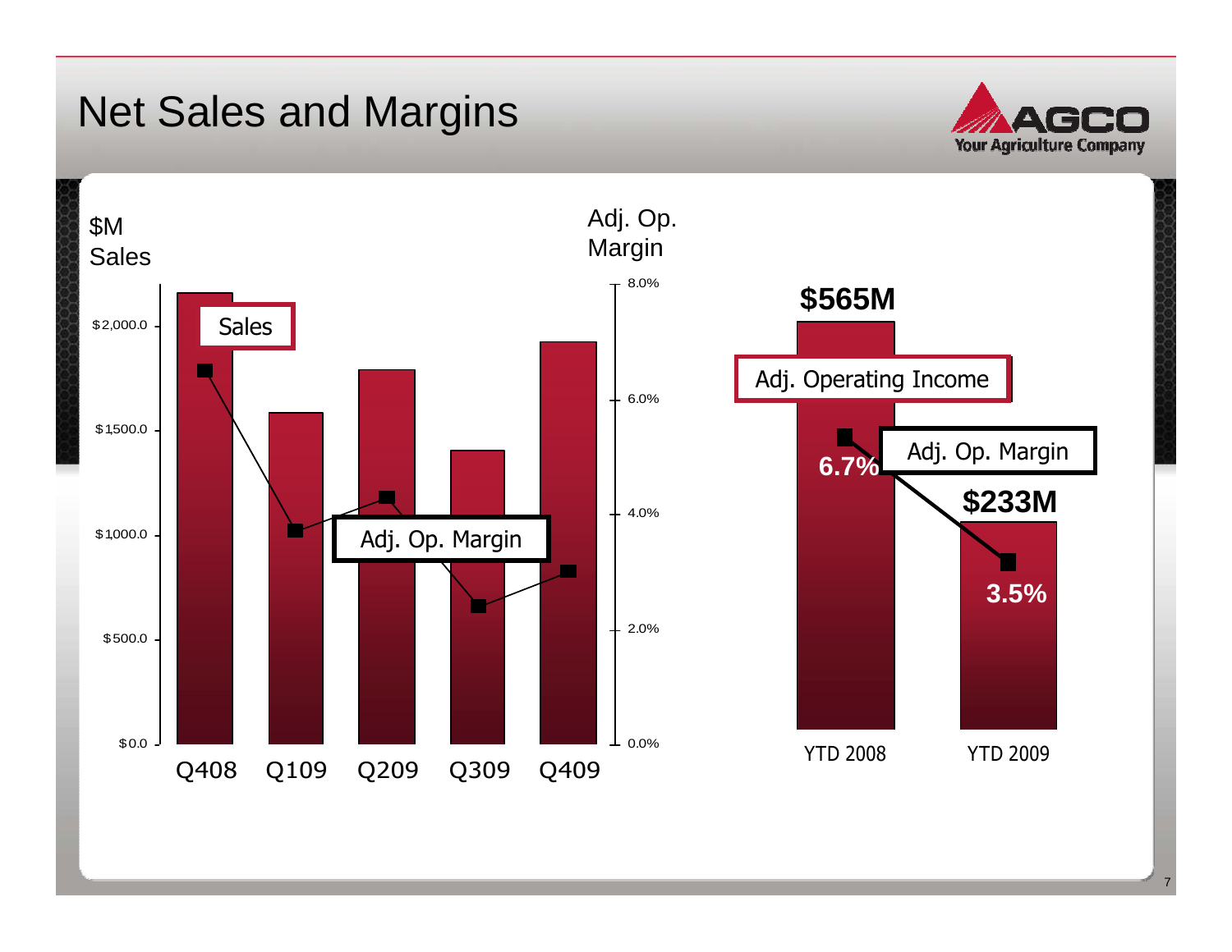# Net Sales and Margins

$M Sales

Adj. Op. Margin

| | Q408 | Q109 | Q209 | Q309 | Q409 |
|---|---|---|---|---|---|
| Sales ($M) | | | | | |
| Adj. Op. Margin | | | | | |

Axis labels: $0.0, $500.0, $1000.0, $1500.0, $2,000.0 (Sales); 0.0%, 2.0%, 4.0%, 6.0%, 8.0% (Adj. Op. Margin)

| | YTD 2008 | YTD 2009 |
|---|---|---|
| Adj. Operating Income | $565M | $233M |
| Adj. Op. Margin | 6.7% | 3.5% |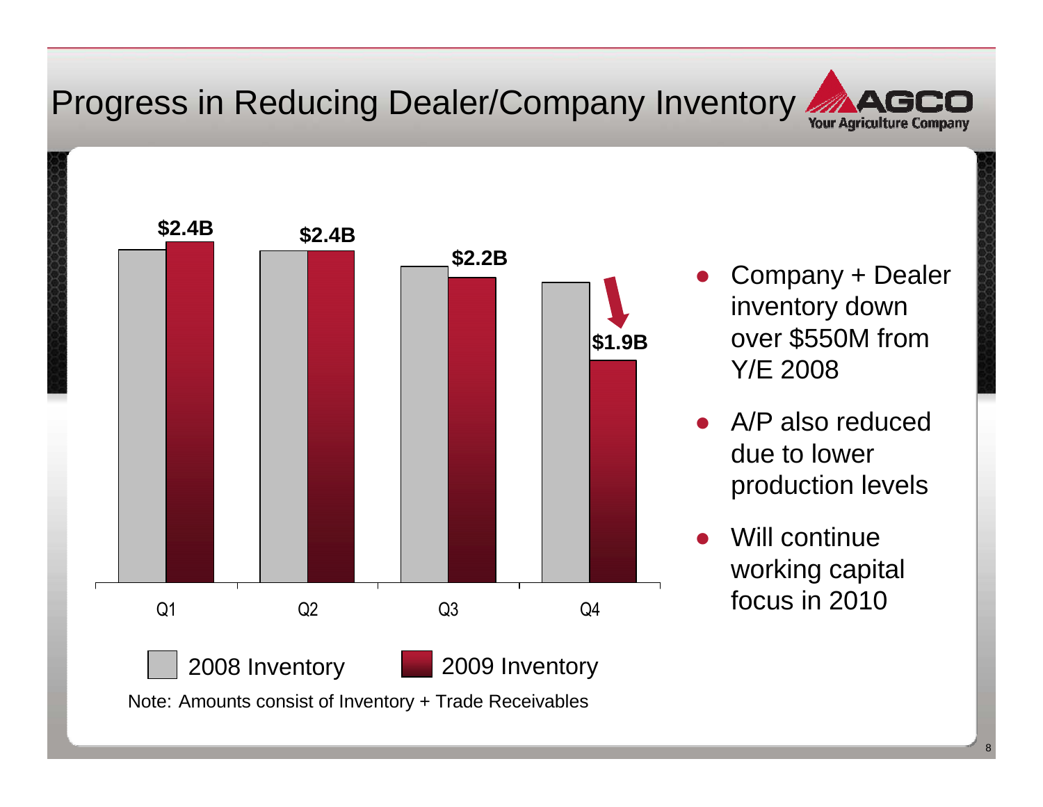# Progress in Reducing Dealer/Company Inventory

| | 2008 Inventory | 2009 Inventory |
|---|---|---|
| Q1 | | $2.4B |
| Q2 | | $2.4B |
| Q3 | | $2.2B |
| Q4 | | $1.9B |

Note: Amounts consist of Inventory + Trade Receivables

- Company + Dealer inventory down over $550M from Y/E 2008
- A/P also reduced due to lower production levels
- Will continue working capital focus in 2010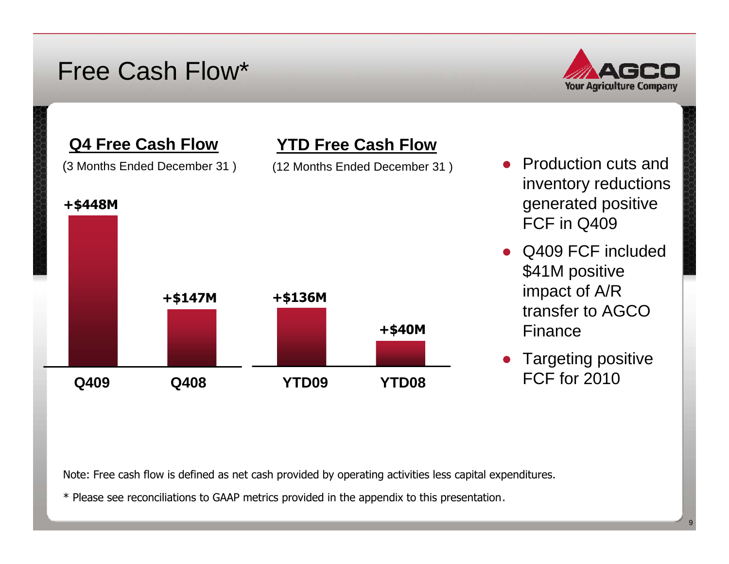# Free Cash Flow*

## Q4 Free Cash Flow

(3 Months Ended December 31 )

| | Q409 | Q408 |
|---|---|---|
| Free Cash Flow | +$448M | +$147M |

## YTD Free Cash Flow

(12 Months Ended December 31 )

| | YTD09 | YTD08 |
|---|---|---|
| Free Cash Flow | +$136M | +$40M |

- Production cuts and inventory reductions generated positive FCF in Q409
- Q409 FCF included $41M positive impact of A/R transfer to AGCO Finance
- Targeting positive FCF for 2010

Note: Free cash flow is defined as net cash provided by operating activities less capital expenditures.

* Please see reconciliations to GAAP metrics provided in the appendix to this presentation.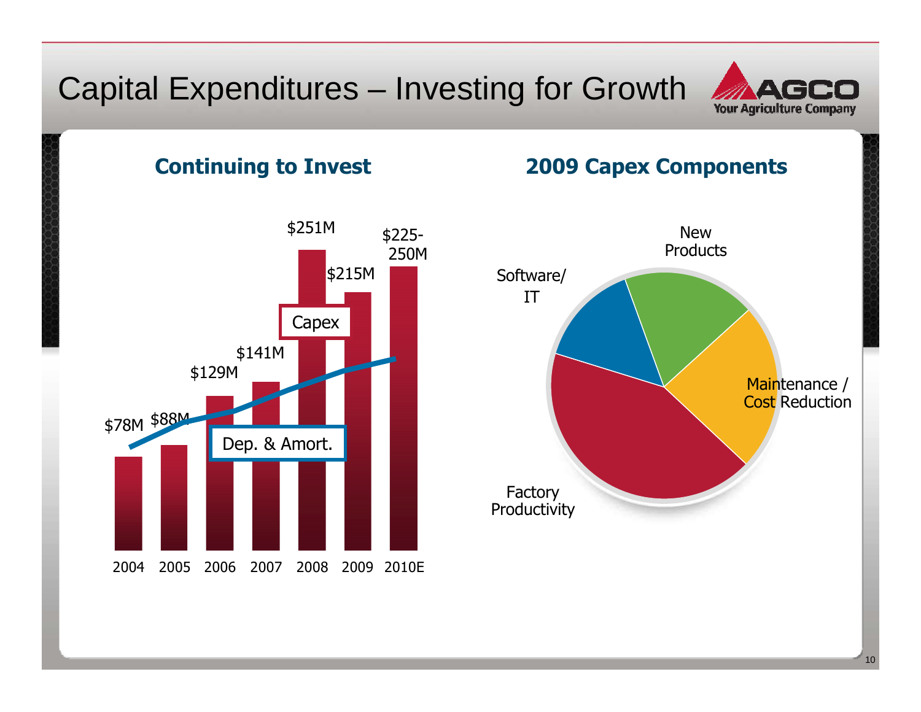# Capital Expenditures – Investing for Growth

## Continuing to Invest

| Year | Capex |
|---|---|
| 2004 | $78M |
| 2005 | $88M |
| 2006 | $129M |
| 2007 | $141M |
| 2008 | $251M |
| 2009 | $215M |
| 2010E | $225-250M |

Capex

Dep. & Amort.

## 2009 Capex Components

- New Products
- Maintenance / Cost Reduction
- Factory Productivity
- Software/ IT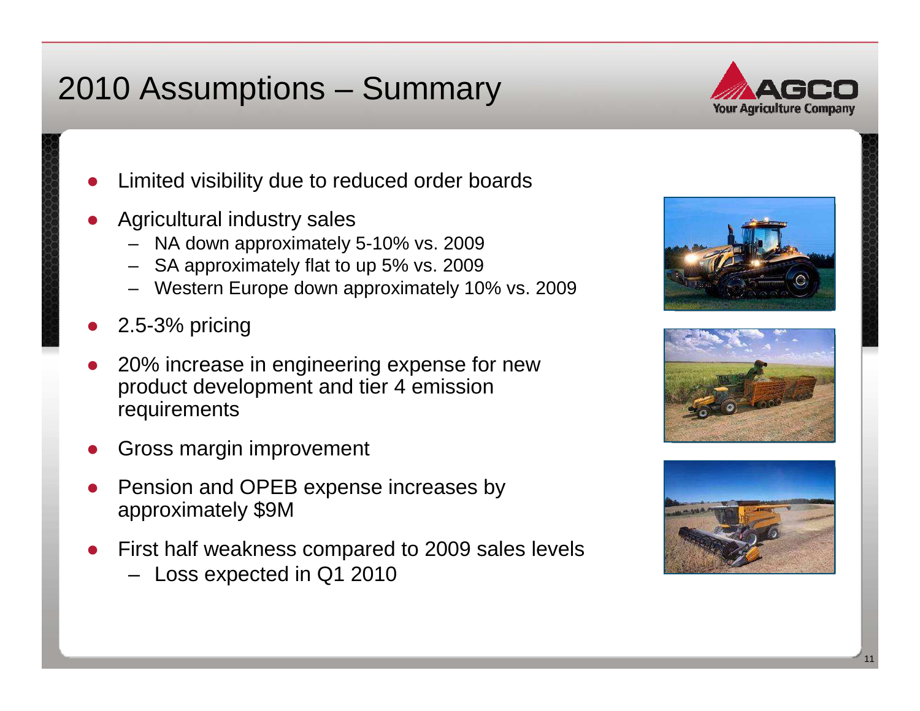# 2010 Assumptions – Summary

- Limited visibility due to reduced order boards
- Agricultural industry sales
  - NA down approximately 5-10% vs. 2009
  - SA approximately flat to up 5% vs. 2009
  - Western Europe down approximately 10% vs. 2009
- 2.5-3% pricing
- 20% increase in engineering expense for new product development and tier 4 emission requirements
- Gross margin improvement
- Pension and OPEB expense increases by approximately $9M
- First half weakness compared to 2009 sales levels
  - Loss expected in Q1 2010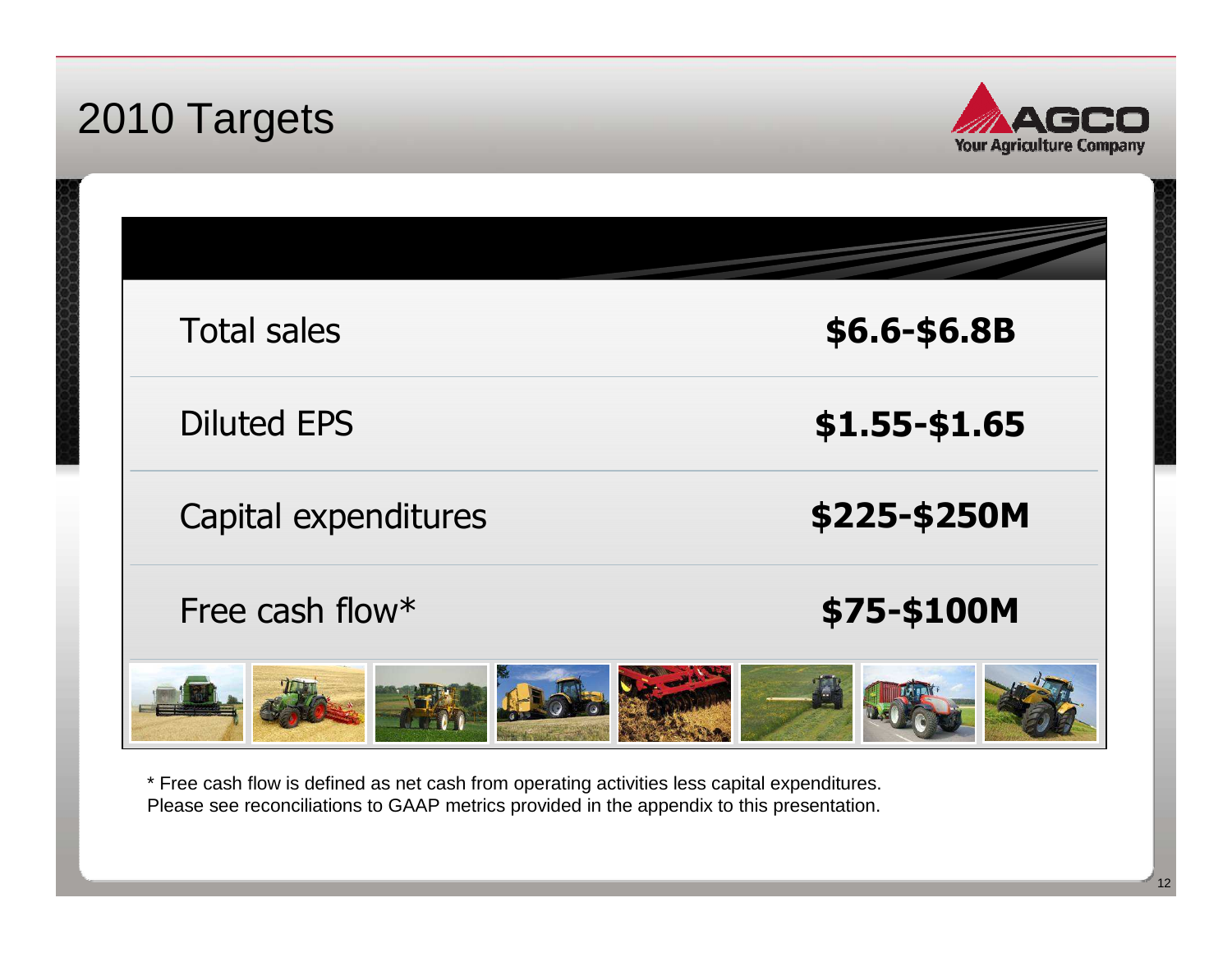# 2010 Targets

| | |
|---|---|
| Total sales | **$6.6-$6.8B** |
| Diluted EPS | **$1.55-$1.65** |
| Capital expenditures | **$225-$250M** |
| Free cash flow* | **$75-$100M** |

* Free cash flow is defined as net cash from operating activities less capital expenditures. Please see reconciliations to GAAP metrics provided in the appendix to this presentation.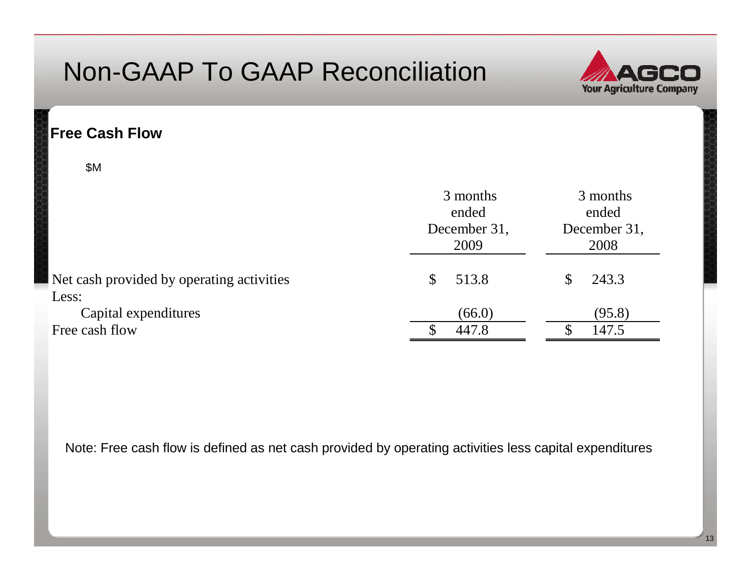# Non-GAAP To GAAP Reconciliation

AGCO
Your Agriculture Company

## Free Cash Flow

$M

| | 3 months ended December 31, 2009 | 3 months ended December 31, 2008 |
|---|---|---|
| Net cash provided by operating activities | $ 513.8 | $ 243.3 |
| Less: | | |
| Capital expenditures | (66.0) | (95.8) |
| Free cash flow | $ 447.8 | $ 147.5 |

Note: Free cash flow is defined as net cash provided by operating activities less capital expenditures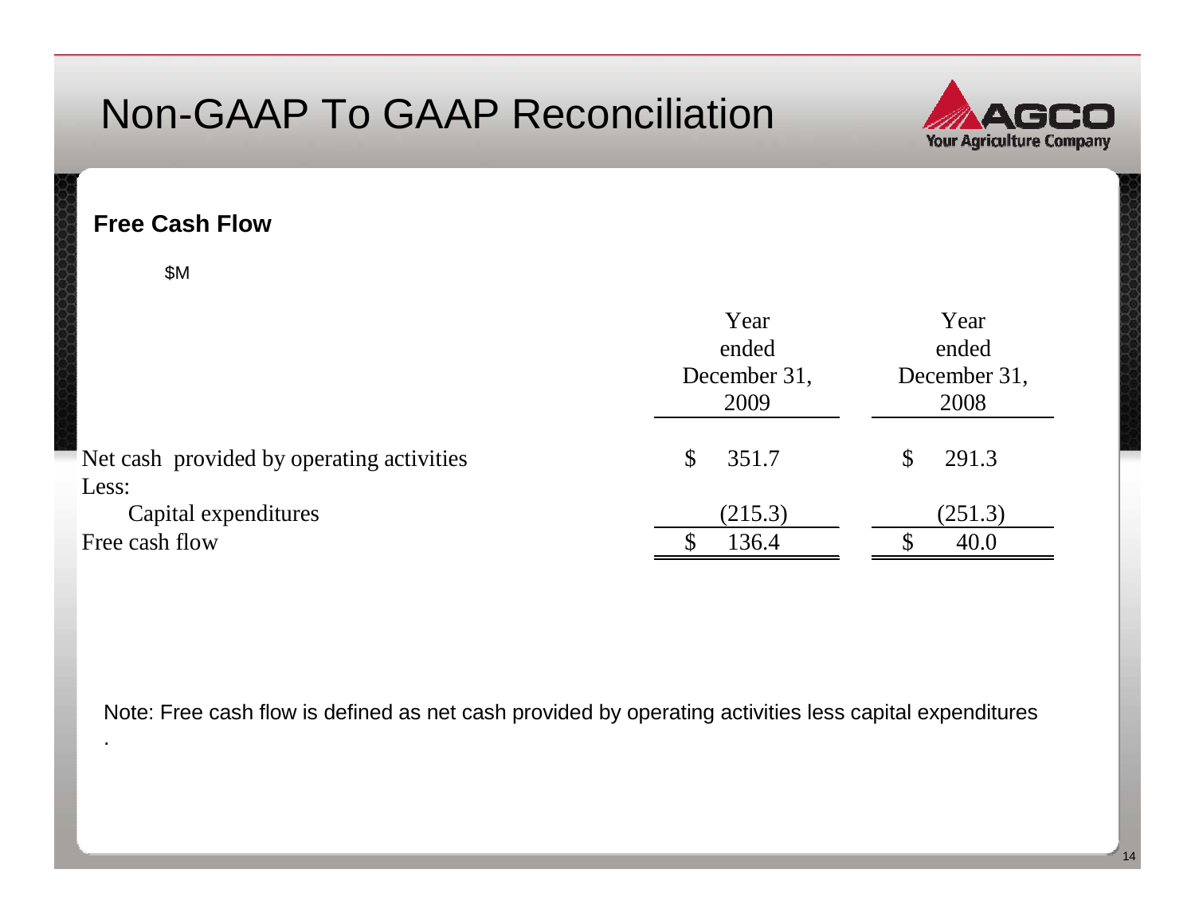# Non-GAAP To GAAP Reconciliation

## Free Cash Flow

$M

| | Year ended December 31, 2009 | Year ended December 31, 2008 |
|---|---|---|
| Net cash provided by operating activities | $ 351.7 | $ 291.3 |
| Less: | | |
| Capital expenditures | (215.3) | (251.3) |
| Free cash flow | $ 136.4 | $ 40.0 |

Note: Free cash flow is defined as net cash provided by operating activities less capital expenditures

.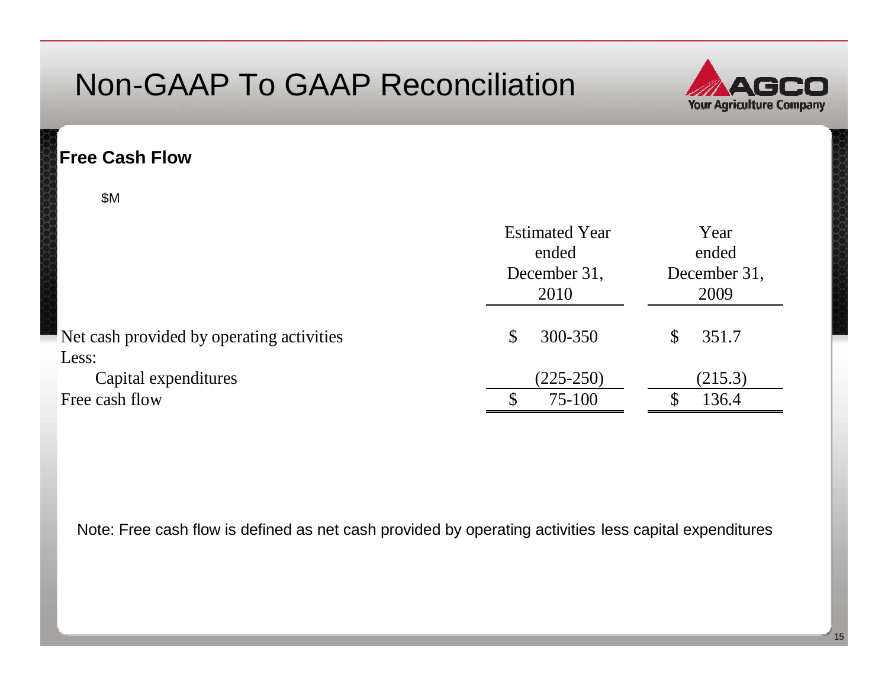# Non-GAAP To GAAP Reconciliation

## Free Cash Flow

$M

| | Estimated Year ended December 31, 2010 | Year ended December 31, 2009 |
|---|---|---|
| Net cash provided by operating activities | $ 300-350 | $ 351.7 |
| Less: | | |
| Capital expenditures | (225-250) | (215.3) |
| Free cash flow | $ 75-100 | $ 136.4 |

Note: Free cash flow is defined as net cash provided by operating activities less capital expenditures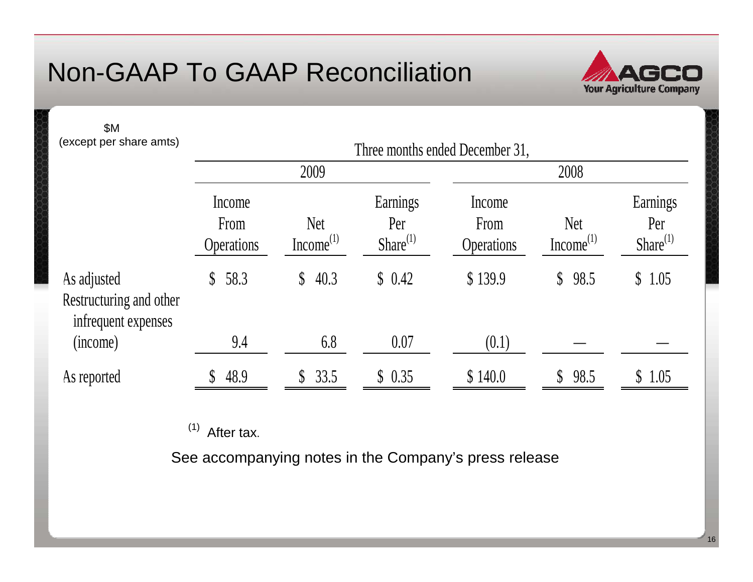# Non-GAAP To GAAP Reconciliation

| $M (except per share amts) | Three months ended December 31, 2009 | | | Three months ended December 31, 2008 | | |
|---|---|---|---|---|---|---|
| | Income From Operations | Net Income[(1)] | Earnings Per Share[(1)] | Income From Operations | Net Income[(1)] | Earnings Per Share[(1)] |
| As adjusted | $ 58.3 | $ 40.3 | $ 0.42 | $ 139.9 | $ 98.5 | $ 1.05 |
| Restructuring and other infrequent expenses (income) | 9.4 | 6.8 | 0.07 | (0.1) | — | — |
| As reported | $ 48.9 | $ 33.5 | $ 0.35 | $ 140.0 | $ 98.5 | $ 1.05 |

(1) After tax.

See accompanying notes in the Company's press release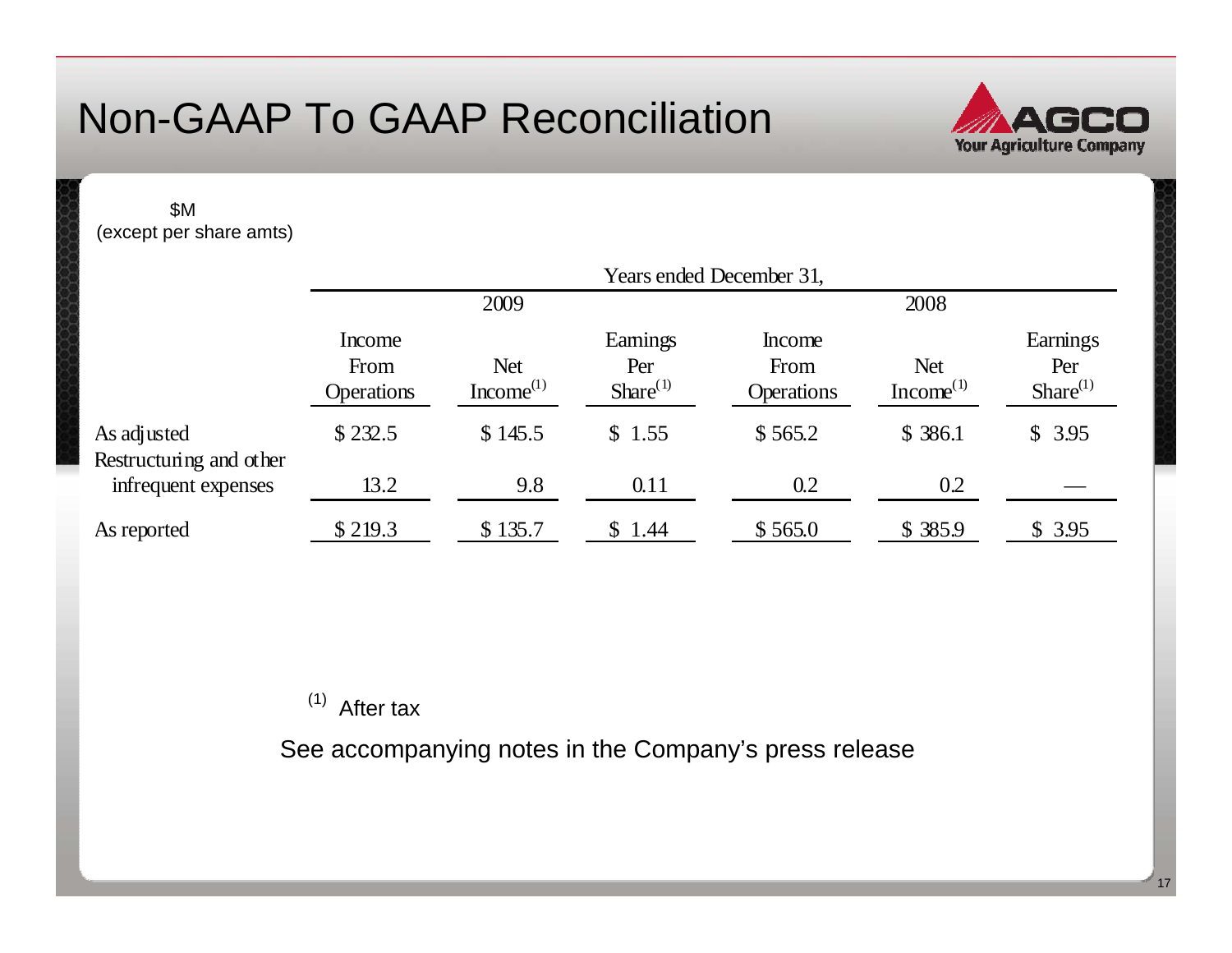# Non-GAAP To GAAP Reconciliation

$M
(except per share amts)

| | Years ended December 31, | | | | | |
|---|---|---|---|---|---|---|
| | 2009 | | | 2008 | | |
| | Income From Operations | Net Income[1] | Earnings Per Share[1] | Income From Operations | Net Income[1] | Earnings Per Share[1] |
| As adjusted | $ 232.5 | $ 145.5 | $ 1.55 | $ 565.2 | $ 386.1 | $ 3.95 |
| Restructuring and other infrequent expenses | 13.2 | 9.8 | 0.11 | 0.2 | 0.2 | — |
| As reported | $ 219.3 | $ 135.7 | $ 1.44 | $ 565.0 | $ 385.9 | $ 3.95 |

[1] After tax

See accompanying notes in the Company's press release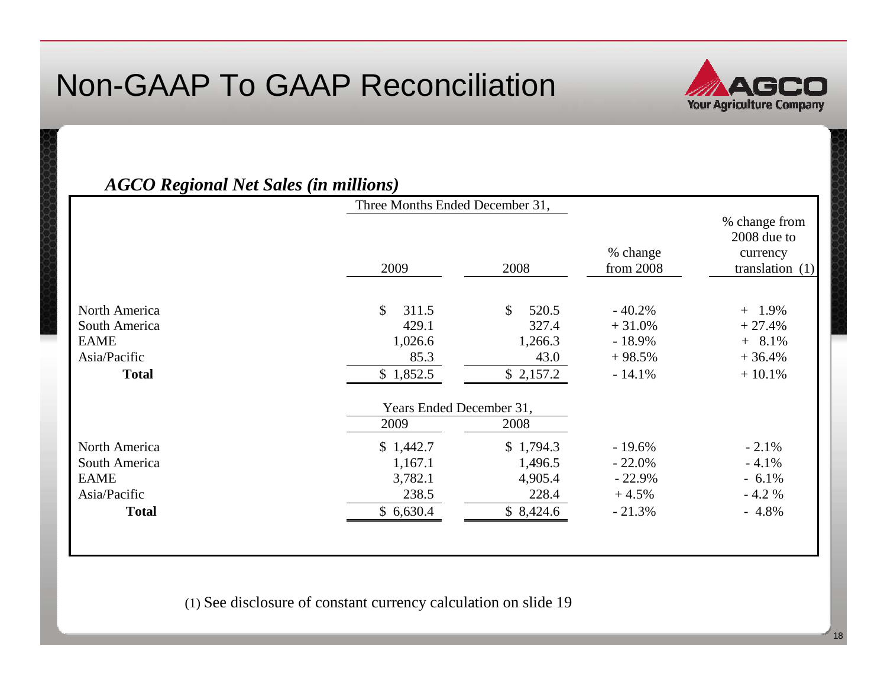# Non-GAAP To GAAP Reconciliation

***AGCO Regional Net Sales (in millions)***

| | Three Months Ended December 31, | | | |
|---|---|---|---|---|
| | 2009 | 2008 | % change from 2008 | % change from 2008 due to currency translation (1) |
| North America | $ 311.5 | $ 520.5 | - 40.2% | + 1.9% |
| South America | 429.1 | 327.4 | + 31.0% | + 27.4% |
| EAME | 1,026.6 | 1,266.3 | - 18.9% | + 8.1% |
| Asia/Pacific | 85.3 | 43.0 | + 98.5% | + 36.4% |
| **Total** | $ 1,852.5 | $ 2,157.2 | - 14.1% | + 10.1% |
| | **Years Ended December 31,** | | | |
| | 2009 | 2008 | | |
| North America | $ 1,442.7 | $ 1,794.3 | - 19.6% | - 2.1% |
| South America | 1,167.1 | 1,496.5 | - 22.0% | - 4.1% |
| EAME | 3,782.1 | 4,905.4 | - 22.9% | - 6.1% |
| Asia/Pacific | 238.5 | 228.4 | + 4.5% | - 4.2 % |
| **Total** | $ 6,630.4 | $ 8,424.6 | - 21.3% | - 4.8% |

(1) See disclosure of constant currency calculation on slide 19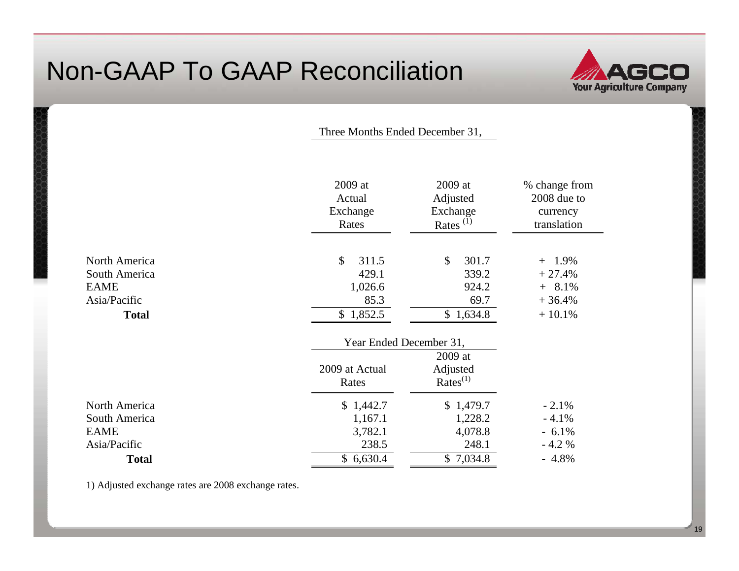# Non-GAAP To GAAP Reconciliation

| | Three Months Ended December 31, | | |
|---|---|---|---|
| | 2009 at Actual Exchange Rates | 2009 at Adjusted Exchange Rates (1) | % change from 2008 due to currency translation |
| North America | $ 311.5 | $ 301.7 | + 1.9% |
| South America | 429.1 | 339.2 | + 27.4% |
| EAME | 1,026.6 | 924.2 | + 8.1% |
| Asia/Pacific | 85.3 | 69.7 | + 36.4% |
| **Total** | $ 1,852.5 | $ 1,634.8 | + 10.1% |

| | Year Ended December 31, | | |
|---|---|---|---|
| | 2009 at Actual Rates | 2009 at Adjusted Rates(1) | |
| North America | $ 1,442.7 | $ 1,479.7 | - 2.1% |
| South America | 1,167.1 | 1,228.2 | - 4.1% |
| EAME | 3,782.1 | 4,078.8 | - 6.1% |
| Asia/Pacific | 238.5 | 248.1 | - 4.2 % |
| **Total** | $ 6,630.4 | $ 7,034.8 | - 4.8% |

1) Adjusted exchange rates are 2008 exchange rates.